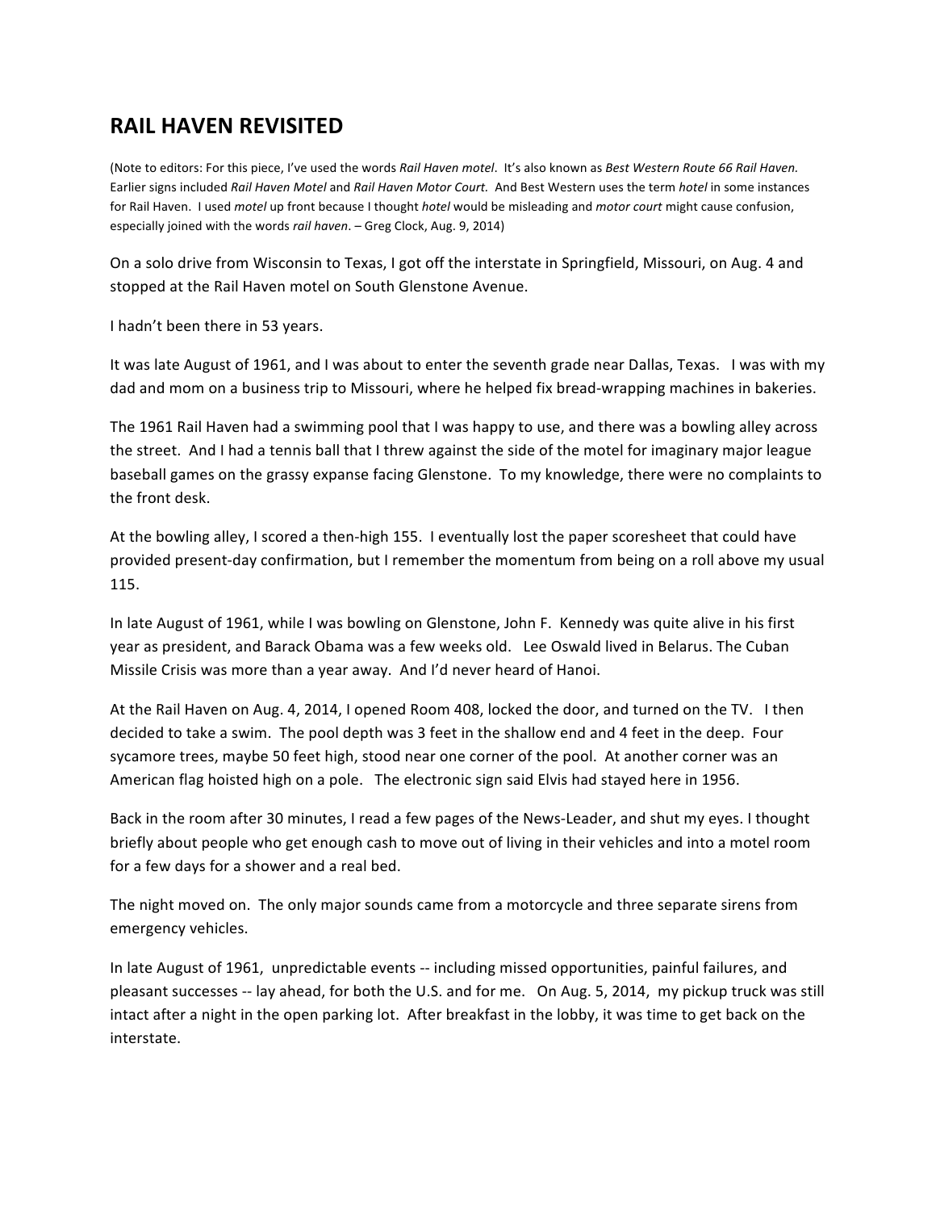# RAIL HAVEN REVISITED

(Note to editors: For this piece, I've used the words *Rail Haven motel*. It's also known as *Best Western Route 66 Rail Haven.* Earlier signs included *Rail Haven Motel* and *Rail Haven Motor Court.* And Best Western uses the term *hotel* in some instances for Rail Haven. I used *motel* up front because I thought *hotel* would be misleading and *motor court* might cause confusion, especially joined with the words *rail haven*. – Greg Clock, Aug. 9, 2014)

On a solo drive from Wisconsin to Texas, I got off the interstate in Springfield, Missouri, on Aug. 4 and stopped at the Rail Haven motel on South Glenstone Avenue.

I hadn't been there in 53 years.

It was late August of 1961, and I was about to enter the seventh grade near Dallas, Texas. I was with my dad and mom on a business trip to Missouri, where he helped fix bread-wrapping machines in bakeries.

The 1961 Rail Haven had a swimming pool that I was happy to use, and there was a bowling alley across the street. And I had a tennis ball that I threw against the side of the motel for imaginary major league baseball games on the grassy expanse facing Glenstone. To my knowledge, there were no complaints to the front desk.

At the bowling alley, I scored a then-high 155. I eventually lost the paper scoresheet that could have provided present-day confirmation, but I remember the momentum from being on a roll above my usual 115.

In late August of 1961, while I was bowling on Glenstone, John F. Kennedy was quite alive in his first year as president, and Barack Obama was a few weeks old. Lee Oswald lived in Belarus. The Cuban Missile Crisis was more than a year away. And I'd never heard of Hanoi.

At the Rail Haven on Aug. 4, 2014, I opened Room 408, locked the door, and turned on the TV. I then decided to take a swim. The pool depth was 3 feet in the shallow end and 4 feet in the deep. Four sycamore trees, maybe 50 feet high, stood near one corner of the pool. At another corner was an American flag hoisted high on a pole. The electronic sign said Elvis had stayed here in 1956.

Back in the room after 30 minutes, I read a few pages of the News-Leader, and shut my eyes. I thought briefly about people who get enough cash to move out of living in their vehicles and into a motel room for a few days for a shower and a real bed.

The night moved on. The only major sounds came from a motorcycle and three separate sirens from emergency vehicles.

In late August of 1961, unpredictable events -- including missed opportunities, painful failures, and pleasant successes -- lay ahead, for both the U.S. and for me. On Aug. 5, 2014, my pickup truck was still intact after a night in the open parking lot. After breakfast in the lobby, it was time to get back on the interstate.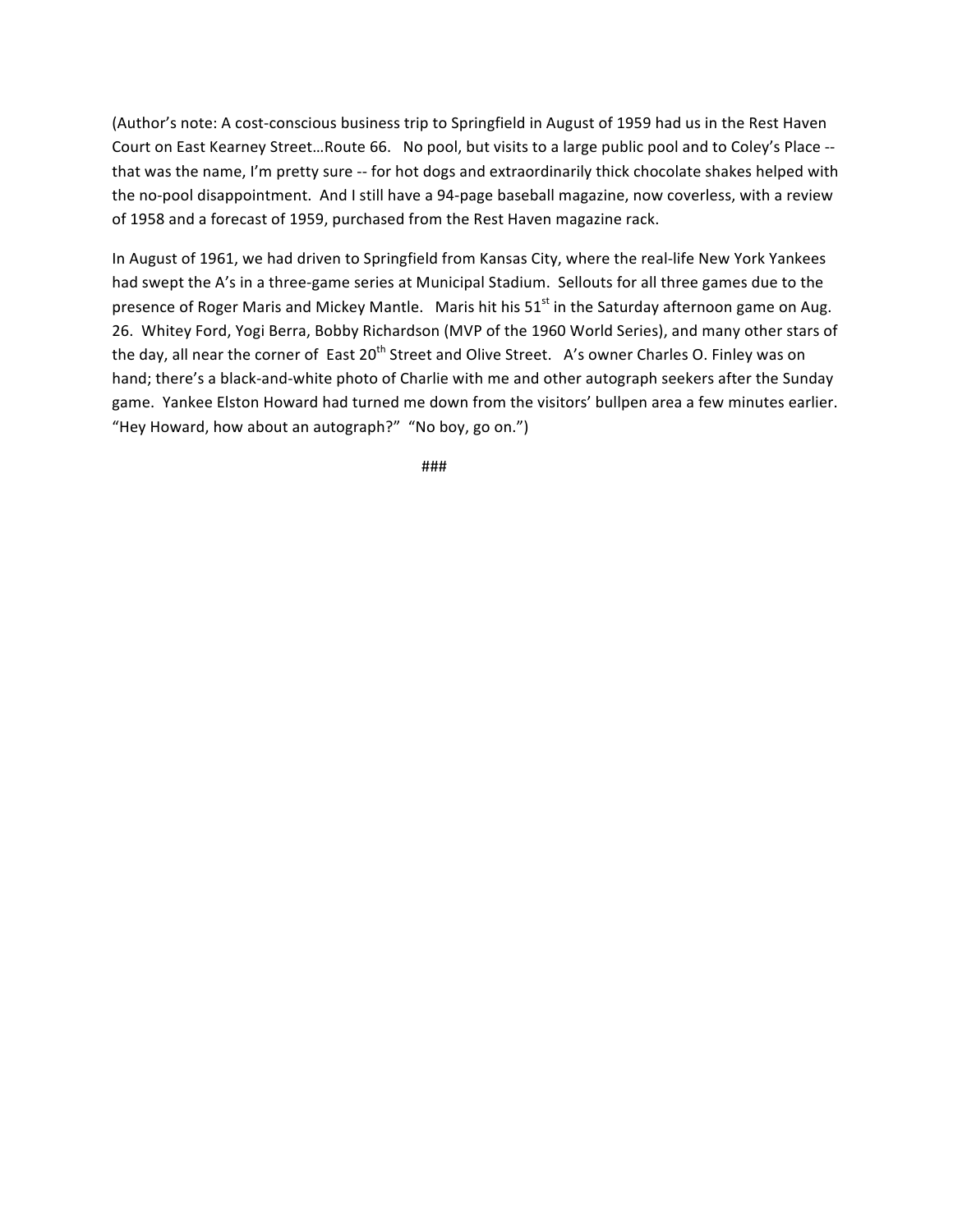(Author's note: A cost-conscious business trip to Springfield in August of 1959 had us in the Rest Haven Court on East Kearney Street…Route 66. No pool, but visits to a large public pool and to Coley's Place -- that was the name, I'm pretty sure -- for hot dogs and extraordinarily thick chocolate shakes helped with the no-pool disappointment. And I still have a 94-page baseball magazine, now coverless, with a review of 1958 and a forecast of 1959, purchased from the Rest Haven magazine rack.

In August of 1961, we had driven to Springfield from Kansas City, where the real-life New York Yankees had swept the A's in a three-game series at Municipal Stadium. Sellouts for all three games due to the presence of Roger Maris and Mickey Mantle. Maris hit his 51st in the Saturday afternoon game on Aug. 26. Whitey Ford, Yogi Berra, Bobby Richardson (MVP of the 1960 World Series), and many other stars of the day, all near the corner of East 20th Street and Olive Street. A's owner Charles O. Finley was on hand; there's a black-and-white photo of Charlie with me and other autograph seekers after the Sunday game. Yankee Elston Howard had turned me down from the visitors' bullpen area a few minutes earlier. "Hey Howard, how about an autograph?" "No boy, go on.")

###